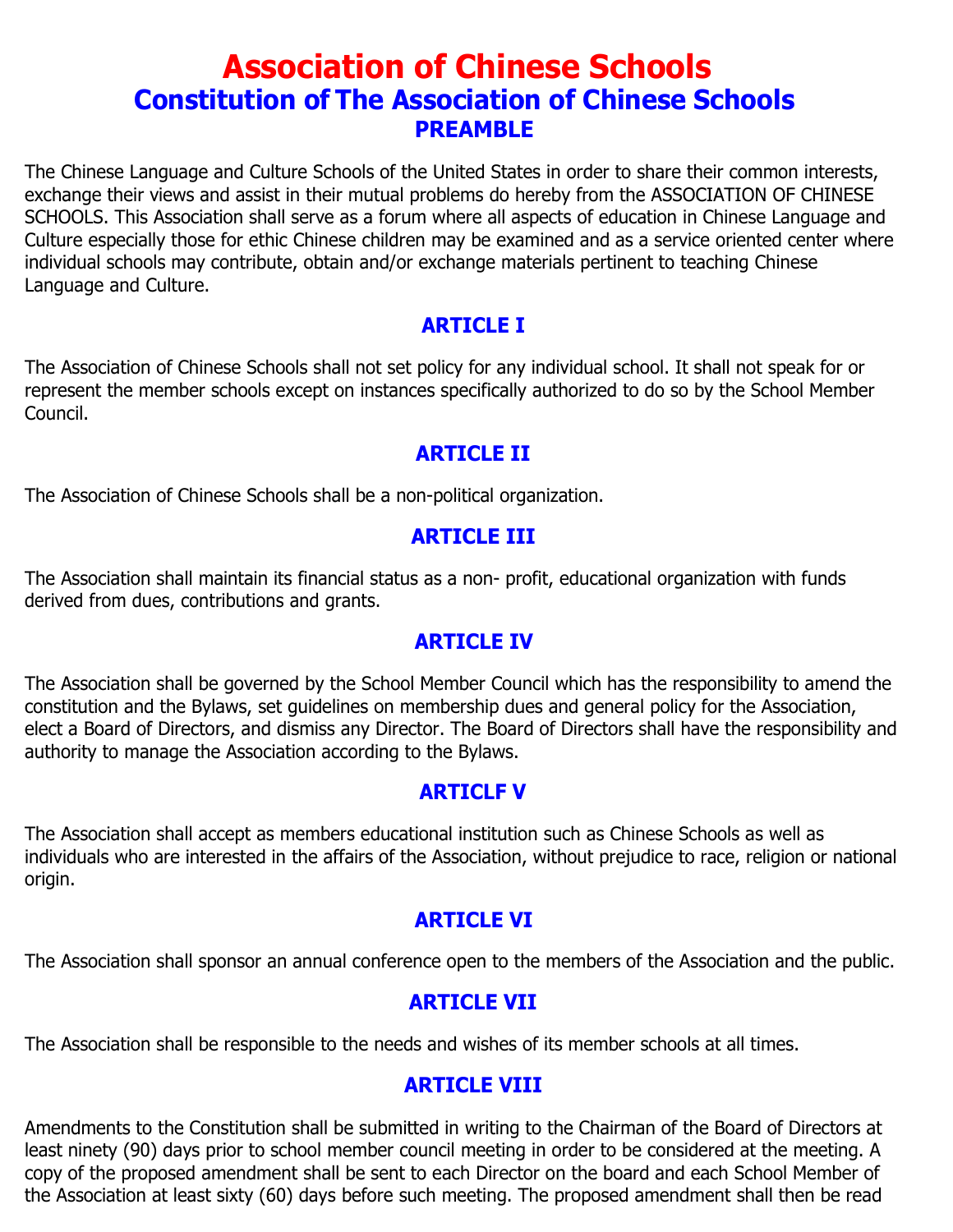# Association of Chinese Schools

## Constitution of The Association of Chinese Schools

### PREAMBLE

The Chinese Language and Culture Schools of the United States in order to share their common interests, exchange their views and assist in their mutual problems do hereby from the ASSOCIATION OF CHINESE SCHOOLS. This Association shall serve as a forum where all aspects of education in Chinese Language and Culture especially those for ethic Chinese children may be examined and as a service oriented center where individual schools may contribute, obtain and/or exchange materials pertinent to teaching Chinese Language and Culture.

### ARTICLE I

The Association of Chinese Schools shall not set policy for any individual school. It shall not speak for or represent the member schools except on instances specifically authorized to do so by the School Member Council.

### ARTICLE II

The Association of Chinese Schools shall be a non-political organization.

### ARTICLE III

The Association shall maintain its financial status as a non- profit, educational organization with funds derived from dues, contributions and grants.

### ARTICLE IV

The Association shall be governed by the School Member Council which has the responsibility to amend the constitution and the Bylaws, set guidelines on membership dues and general policy for the Association, elect a Board of Directors, and dismiss any Director. The Board of Directors shall have the responsibility and authority to manage the Association according to the Bylaws.

### ARTICLF V

The Association shall accept as members educational institution such as Chinese Schools as well as individuals who are interested in the affairs of the Association, without prejudice to race, religion or national origin.

### ARTICLE VI

The Association shall sponsor an annual conference open to the members of the Association and the public.

### ARTICLE VII

The Association shall be responsible to the needs and wishes of its member schools at all times.

### ARTICLE VIII

Amendments to the Constitution shall be submitted in writing to the Chairman of the Board of Directors at least ninety (90) days prior to school member council meeting in order to be considered at the meeting. A copy of the proposed amendment shall be sent to each Director on the board and each School Member of the Association at least sixty (60) days before such meeting. The proposed amendment shall then be read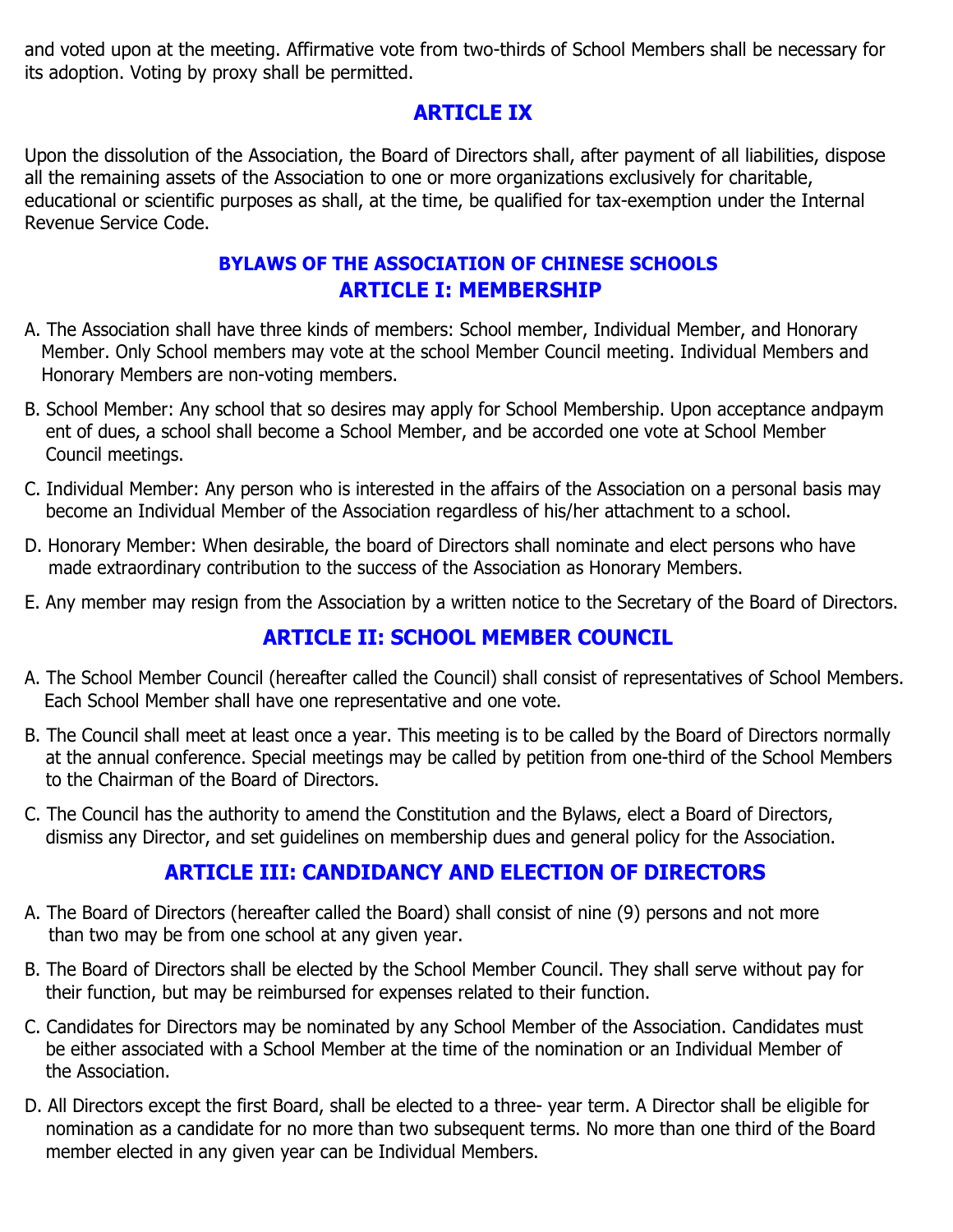and voted upon at the meeting. Affirmative vote from two-thirds of School Members shall be necessary for its adoption. Voting by proxy shall be permitted.

## ARTICLE IX

Upon the dissolution of the Association, the Board of Directors shall, after payment of all liabilities, dispose all the remaining assets of the Association to one or more organizations exclusively for charitable, educational or scientific purposes as shall, at the time, be qualified for tax-exemption under the Internal Revenue Service Code.

### BYLAWS OF THE ASSOCIATION OF CHINESE SCHOOLS

## ARTICLE I: MEMBERSHIP

A. The Association shall have three kinds of members: School member, Individual Member, and Honorary Member. Only School members may vote at the school Member Council meeting. Individual Members and Honorary Members are non-voting members.

B. School Member: Any school that so desires may apply for School Membership. Upon acceptance andpaym ent of dues, a school shall become a School Member, and be accorded one vote at School Member Council meetings.

C. Individual Member: Any person who is interested in the affairs of the Association on a personal basis may become an Individual Member of the Association regardless of his/her attachment to a school.

D. Honorary Member: When desirable, the board of Directors shall nominate and elect persons who have made extraordinary contribution to the success of the Association as Honorary Members.

E. Any member may resign from the Association by a written notice to the Secretary of the Board of Directors.

## ARTICLE II: SCHOOL MEMBER COUNCIL

A. The School Member Council (hereafter called the Council) shall consist of representatives of School Members. Each School Member shall have one representative and one vote.

B. The Council shall meet at least once a year. This meeting is to be called by the Board of Directors normally at the annual conference. Special meetings may be called by petition from one-third of the School Members to the Chairman of the Board of Directors.

C. The Council has the authority to amend the Constitution and the Bylaws, elect a Board of Directors, dismiss any Director, and set guidelines on membership dues and general policy for the Association.

## ARTICLE III: CANDIDANCY AND ELECTION OF DIRECTORS

A. The Board of Directors (hereafter called the Board) shall consist of nine (9) persons and not more than two may be from one school at any given year.

B. The Board of Directors shall be elected by the School Member Council. They shall serve without pay for their function, but may be reimbursed for expenses related to their function.

C. Candidates for Directors may be nominated by any School Member of the Association. Candidates must be either associated with a School Member at the time of the nomination or an Individual Member of the Association.

D. All Directors except the first Board, shall be elected to a three- year term. A Director shall be eligible for nomination as a candidate for no more than two subsequent terms. No more than one third of the Board member elected in any given year can be Individual Members.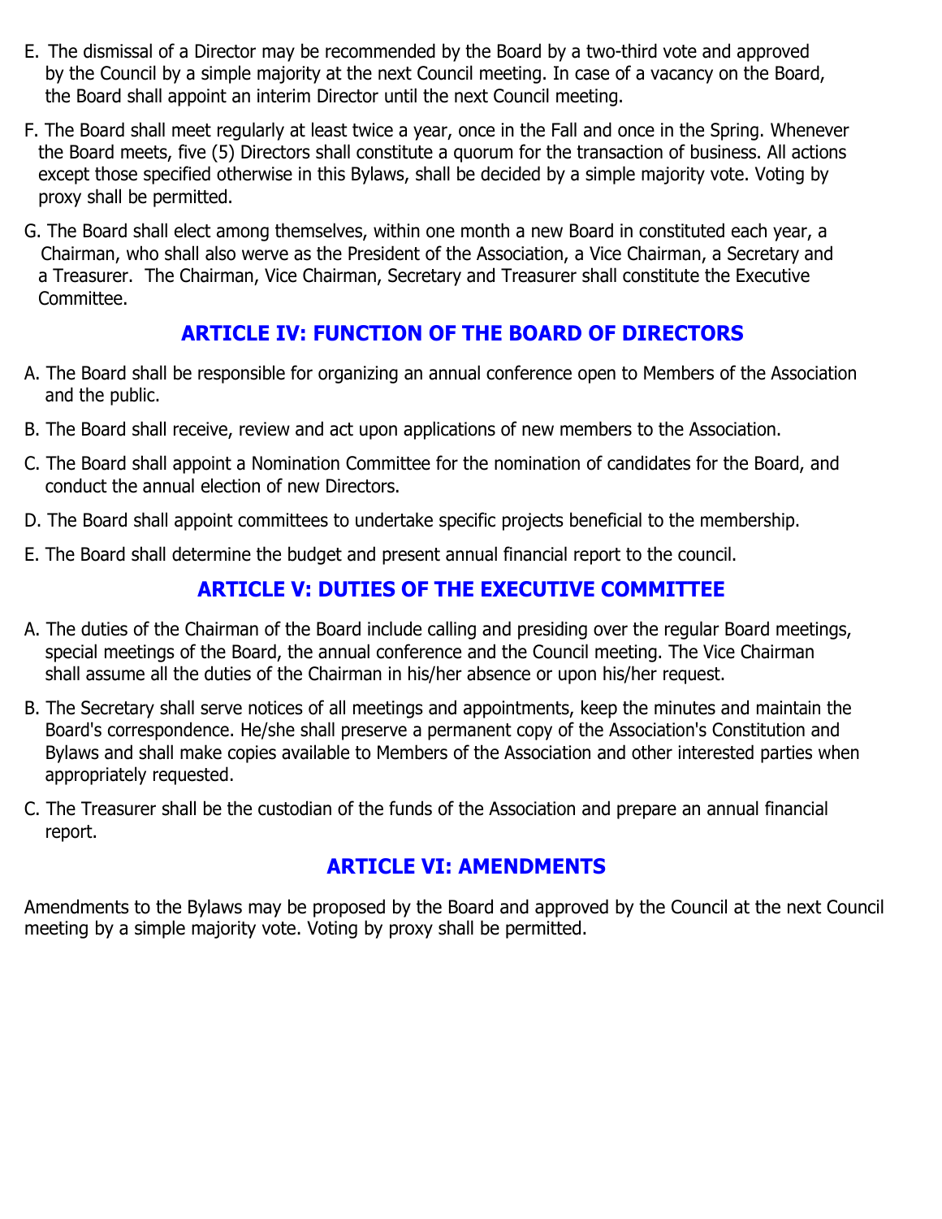E. The dismissal of a Director may be recommended by the Board by a two-third vote and approved by the Council by a simple majority at the next Council meeting. In case of a vacancy on the Board, the Board shall appoint an interim Director until the next Council meeting.

F. The Board shall meet regularly at least twice a year, once in the Fall and once in the Spring. Whenever the Board meets, five (5) Directors shall constitute a quorum for the transaction of business. All actions except those specified otherwise in this Bylaws, shall be decided by a simple majority vote. Voting by proxy shall be permitted.

G. The Board shall elect among themselves, within one month a new Board in constituted each year, a Chairman, who shall also werve as the President of the Association, a Vice Chairman, a Secretary and a Treasurer. The Chairman, Vice Chairman, Secretary and Treasurer shall constitute the Executive Committee.

## ARTICLE IV: FUNCTION OF THE BOARD OF DIRECTORS

A. The Board shall be responsible for organizing an annual conference open to Members of the Association and the public.

B. The Board shall receive, review and act upon applications of new members to the Association.

C. The Board shall appoint a Nomination Committee for the nomination of candidates for the Board, and conduct the annual election of new Directors.

D. The Board shall appoint committees to undertake specific projects beneficial to the membership.

E. The Board shall determine the budget and present annual financial report to the council.

## ARTICLE V: DUTIES OF THE EXECUTIVE COMMITTEE

A. The duties of the Chairman of the Board include calling and presiding over the regular Board meetings, special meetings of the Board, the annual conference and the Council meeting. The Vice Chairman shall assume all the duties of the Chairman in his/her absence or upon his/her request.

B. The Secretary shall serve notices of all meetings and appointments, keep the minutes and maintain the Board's correspondence. He/she shall preserve a permanent copy of the Association's Constitution and Bylaws and shall make copies available to Members of the Association and other interested parties when appropriately requested.

C. The Treasurer shall be the custodian of the funds of the Association and prepare an annual financial report.

## ARTICLE VI: AMENDMENTS

Amendments to the Bylaws may be proposed by the Board and approved by the Council at the next Council meeting by a simple majority vote. Voting by proxy shall be permitted.